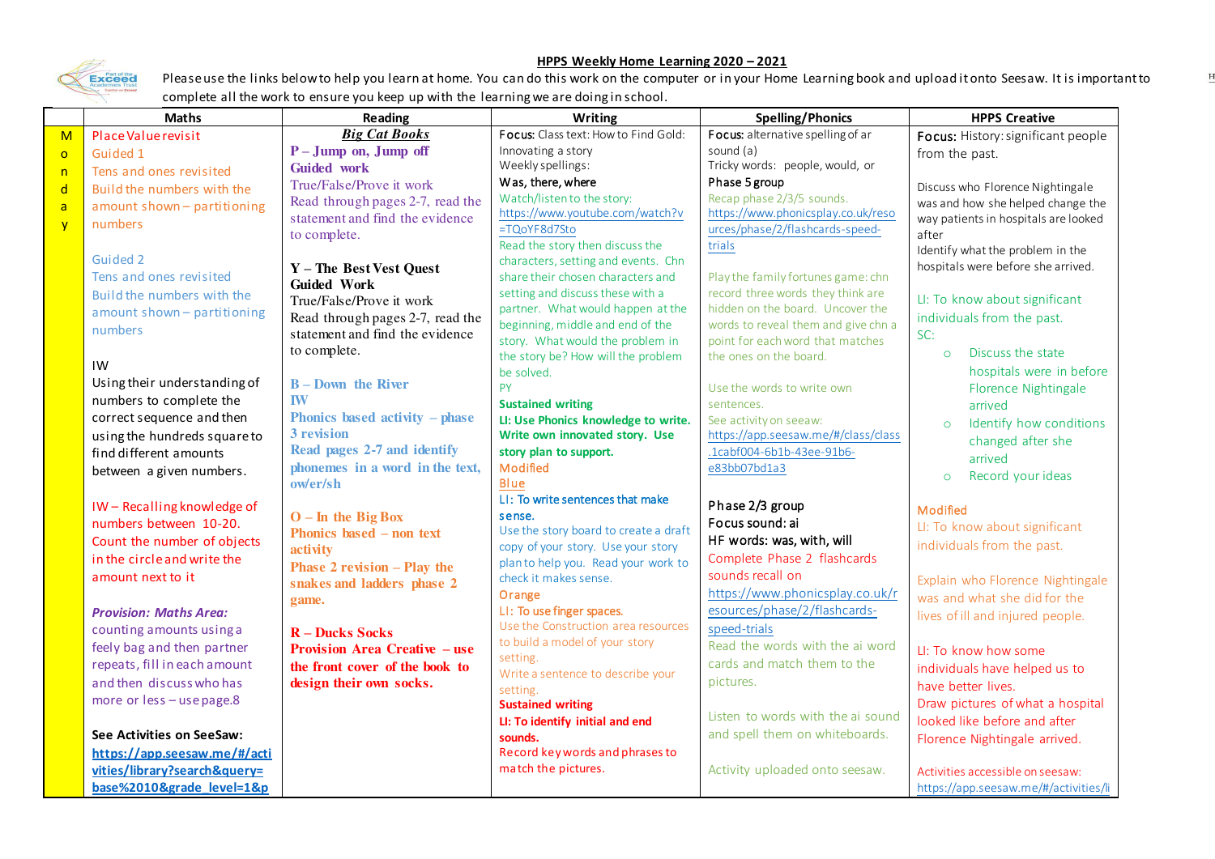**HPPS Weekly Home Learning 2020 – 2021**

Please use the links below to help you learn at home. You can do this work on the computer or in your Home Learning book and upload it onto Seesaw. It is important to complete all the work to ensure you keep up with the learning we are doing in school.

| | Maths | Reading | Writing | Spelling/Phonics | HPPS Creative |
|---|---|---|---|---|---|
| Monday | Place Value revisit<br>Guided 1<br>Tens and ones revisited<br>Build the numbers with the amount shown – partitioning numbers<br><br>Guided 2<br>Tens and ones revisited<br>Build the numbers with the amount shown – partitioning numbers<br><br>IW<br>Using their understanding of numbers to complete the correct sequence and then using the hundreds square to find different amounts between a given numbers.<br><br>IW – Recalling knowledge of numbers between 10-20. Count the number of objects in the circle and write the amount next to it<br><br>***Provision: Maths Area:***<br>counting amounts using a feely bag and then partner repeats, fill in each amount and then discuss who has more or less – use page.8<br><br>**See Activities on SeeSaw:**<br>**https://app.seesaw.me/#/activities/library?search&query=base%2010&grade_level=1&p** | ***Big Cat Books***<br>**P – Jump on, Jump off**<br>**Guided work**<br>True/False/Prove it work<br>Read through pages 2-7, read the statement and find the evidence to complete.<br><br>**Y – The Best Vest Quest**<br>**Guided Work**<br>True/False/Prove it work<br>Read through pages 2-7, read the statement and find the evidence to complete.<br><br>**B – Down the River**<br>**IW**<br>**Phonics based activity – phase 3 revision**<br>**Read pages 2-7 and identify phonemes in a word in the text, ow/er/sh**<br><br>**O – In the Big Box**<br>**Phonics based – non text activity**<br>**Phase 2 revision – Play the snakes and ladders phase 2 game.**<br><br>**R – Ducks Socks**<br>**Provision Area Creative – use the front cover of the book to design their own socks.** | Focus: Class text: How to Find Gold:<br>Innovating a story<br>Weekly spellings:<br>Was, there, where<br>Watch/listen to the story:<br>https://www.youtube.com/watch?v=TQoYF8d7Sto<br>Read the story then discuss the characters, setting and events. Chn share their chosen characters and setting and discuss these with a partner. What would happen at the beginning, middle and end of the story. What would the problem in the story be? How will the problem be solved.<br>PY<br>**Sustained writing**<br>**LI: Use Phonics knowledge to write.**<br>**Write own innovated story. Use story plan to support.**<br>Modified<br>Blue<br>LI: To write sentences that make sense.<br>Use the story board to create a draft copy of your story. Use your story plan to help you. Read your work to check it makes sense.<br>Orange<br>LI: To use finger spaces.<br>Use the Construction area resources to build a model of your story setting.<br>Write a sentence to describe your setting.<br>**Sustained writing**<br>**LI: To identify initial and end sounds.**<br>Record key words and phrases to match the pictures. | Focus: alternative spelling of ar sound (a)<br>Tricky words: people, would, or<br>Phase 5 group<br>Recap phase 2/3/5 sounds.<br>https://www.phonicsplay.co.uk/resources/phase/2/flashcards-speed-trials<br><br>Play the family fortunes game: chn record three words they think are hidden on the board. Uncover the words to reveal them and give chn a point for each word that matches the ones on the board.<br><br>Use the words to write own sentences.<br>See activity on seeaw:<br>https://app.seesaw.me/#/class/class.1cabf004-6b1b-43ee-91b6-e83bb07bd1a3<br><br>Phase 2/3 group<br>Focus sound: ai<br>HF words: was, with, will<br>Complete Phase 2 flashcards sounds recall on<br>https://www.phonicsplay.co.uk/resources/phase/2/flashcards-speed-trials<br>Read the words with the ai word cards and match them to the pictures.<br><br>Listen to words with the ai sound and spell them on whiteboards.<br><br>Activity uploaded onto seesaw. | Focus: History: significant people from the past.<br><br>Discuss who Florence Nightingale was and how she helped change the way patients in hospitals are looked after<br>Identify what the problem in the hospitals were before she arrived.<br><br>LI: To know about significant individuals from the past.<br>SC:<br>○ Discuss the state hospitals were in before Florence Nightingale arrived<br>○ Identify how conditions changed after she arrived<br>○ Record your ideas<br><br>Modified<br>LI: To know about significant individuals from the past.<br><br>Explain who Florence Nightingale was and what she did for the lives of ill and injured people.<br><br>LI: To know how some individuals have helped us to have better lives.<br>Draw pictures of what a hospital looked like before and after Florence Nightingale arrived.<br><br>Activities accessible on seesaw:<br>https://app.seesaw.me/#/activities/li |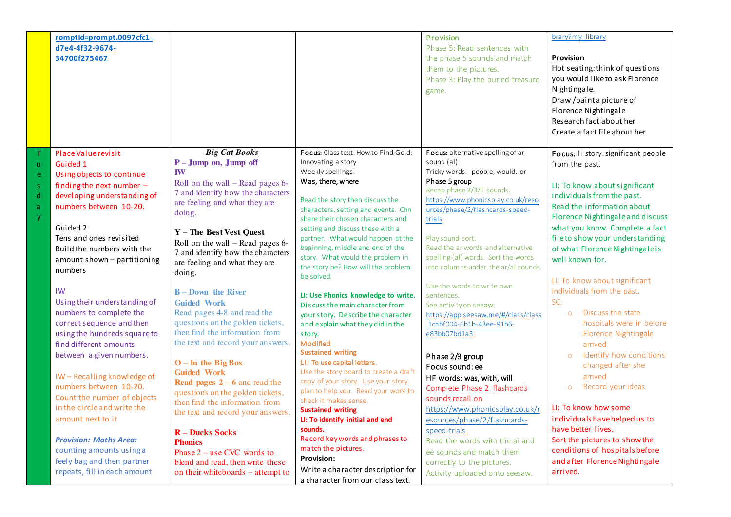| | | | | | |
|---|---|---|---|---|---|
| | romptId=prompt.0097cfc1-d7e4-4f32-9674-34700f275467 | | | Provision<br>Phase 5: Read sentences with the phase 5 sounds and match them to the pictures.<br>Phase 3: Play the buried treasure game. | brary?my_library<br><br>**Provision**<br>Hot seating: think of questions you would like to ask Florence Nightingale.<br>Draw /paint a picture of Florence Nightingale<br>Research fact about her<br>Create a fact file about her |
| Tuesday | Place Value revisit<br>Guided 1<br>Using objects to continue finding the next number – developing understanding of numbers between 10-20.<br><br>Guided 2<br>Tens and ones revisited<br>Build the numbers with the amount shown – partitioning numbers<br><br>IW<br>Using their understanding of numbers to complete the correct sequence and then using the hundreds square to find different amounts between a given numbers.<br><br>IW – Recalling knowledge of numbers between 10-20. Count the number of objects in the circle and write the amount next to it<br><br>***Provision: Maths Area:***<br>counting amounts using a feely bag and then partner repeats, fill in each amount | ***Big Cat Books***<br>**P – Jump on, Jump off**<br>**IW**<br>Roll on the wall – Read pages 6-7 and identify how the characters are feeling and what they are doing.<br><br>**Y – The Best Vest Quest**<br>Roll on the wall – Read pages 6-7 and identify how the characters are feeling and what they are doing.<br><br>**B – Down the River**<br>**Guided Work**<br>Read pages 4-8 and read the questions on the golden tickets, then find the information from the text and record your answers.<br><br>**O – In the Big Box**<br>**Guided Work**<br>**Read pages 2 – 6** and read the questions on the golden tickets, then find the information from the text and record your answers.<br><br>**R – Ducks Socks**<br>**Phonics**<br>Phase 2 – use CVC words to blend and read, then write these on their whiteboards – attempt to | **Focus:** Class text: How to Find Gold: Innovating a story<br>Weekly spellings:<br>Was, there, where<br><br>Read the story then discuss the characters, setting and events. Chn share their chosen characters and setting and discuss these with a partner. What would happen at the beginning, middle and end of the story. What would the problem in the story be? How will the problem be solved.<br><br>**LI: Use Phonics knowledge to write.**<br>Discuss the main character from your story. Describe the character and explain what they did in the story.<br>Modified<br>**Sustained writing**<br>LI: To use capital letters.<br>Use the story board to create a draft copy of your story. Use your story plan to help you. Read your work to check it makes sense.<br>**Sustained writing**<br>**LI: To identify initial and end sounds.**<br>Record key words and phrases to match the pictures.<br>**Provision:**<br>Write a character description for a character from our class text. | **Focus:** alternative spelling of ar sound (al)<br>Tricky words: people, would, or<br>Phase 5 group<br>Recap phase 2/3/5 sounds.<br>https://www.phonicsplay.co.uk/resources/phase/2/flashcards-speed-trials<br><br>Play sound sort.<br>Read the ar words and alternative spelling (al) words. Sort the words into columns under the ar/al sounds.<br><br>Use the words to write own sentences.<br>See activity on seeaw:<br>https://app.seesaw.me/#/class/class.1cabf004-6b1b-43ee-91b6-e83bb07bd1a3<br><br>Phase 2/3 group<br>Focus sound: ee<br>HF words: was, with, will<br>Complete Phase 2 flashcards sounds recall on https://www.phonicsplay.co.uk/resources/phase/2/flashcards-speed-trials<br>Read the words with the ai and ee sounds and match them correctly to the pictures.<br>Activity uploaded onto seesaw. | **Focus:** History: significant people from the past.<br><br>LI: To know about significant individuals from the past.<br>Read the information about Florence Nightingale and discuss what you know. Complete a fact file to show your understanding of what Florence Nightingale is well known for.<br><br>LI: To know about significant individuals from the past.<br>SC:<br>○ Discuss the state hospitals were in before Florence Nightingale arrived<br>○ Identify how conditions changed after she arrived<br>○ Record your ideas<br><br>LI: To know how some individuals have helped us to have better lives.<br>Sort the pictures to show the conditions of hospitals before and after Florence Nightingale arrived. |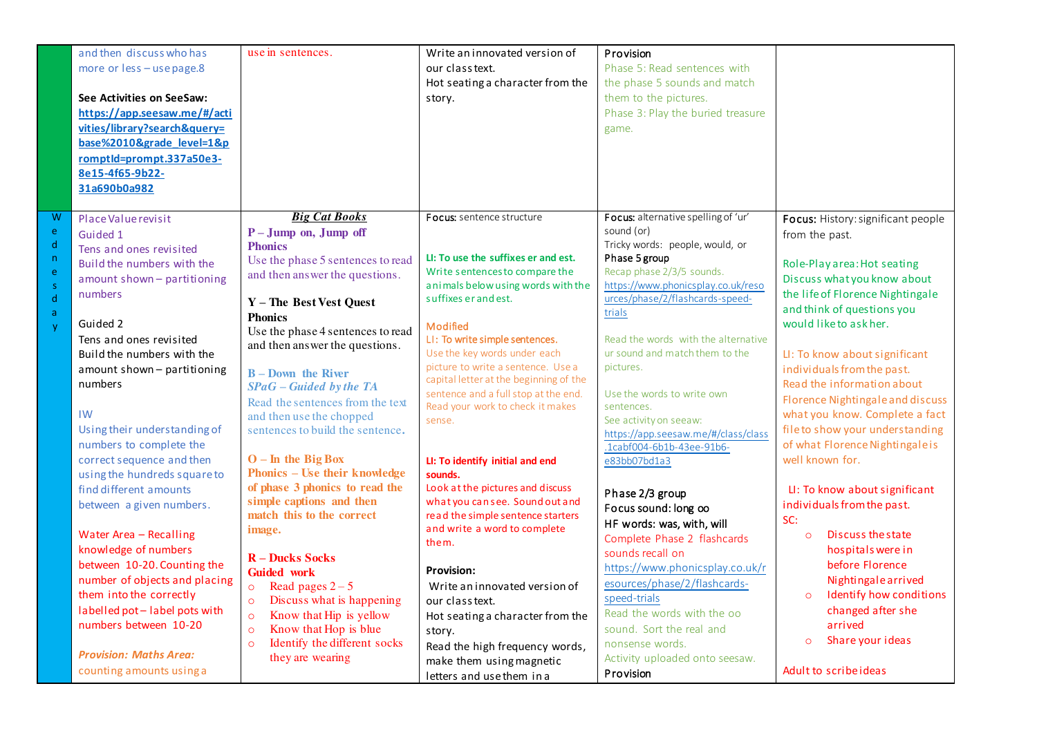| | | | | | |
|---|---|---|---|---|---|
| | and then discuss who has more or less – use page.8<br><br>**See Activities on SeeSaw:**<br>**https://app.seesaw.me/#/activities/library?search&query=base%2010&grade_level=1&promptId=prompt.337a50e3-8e15-4f65-9b22-31a690b0a982** | use in sentences. | Write an innovated version of our class text.<br>Hot seating a character from the story. | Provision<br>Phase 5: Read sentences with the phase 5 sounds and match them to the pictures.<br>Phase 3: Play the buried treasure game. | |
| Wednesday | Place Value revisit<br>Guided 1<br>Tens and ones revisited<br>Build the numbers with the amount shown – partitioning numbers<br><br>Guided 2<br>Tens and ones revisited<br>Build the numbers with the amount shown – partitioning numbers<br><br>IW<br>Using their understanding of numbers to complete the correct sequence and then using the hundreds square to find different amounts between a given numbers.<br><br>Water Area – Recalling knowledge of numbers between 10-20. Counting the number of objects and placing them into the correctly labelled pot – label pots with numbers between 10-20<br><br>***Provision: Maths Area:***<br>counting amounts using a | ***Big Cat Books***<br>**P – Jump on, Jump off Phonics**<br>Use the phase 5 sentences to read and then answer the questions.<br><br>**Y – The Best Vest Quest Phonics**<br>Use the phase 4 sentences to read and then answer the questions.<br><br>**B – Down the River**<br>***SPaG – Guided by the TA***<br>Read the sentences from the text and then use the chopped sentences to build the sentence.<br><br>**O – In the Big Box**<br>**Phonics – Use their knowledge of phase 3 phonics to read the simple captions and then match this to the correct image.**<br><br>**R – Ducks Socks**<br>**Guided work**<br>○ Read pages 2 – 5<br>○ Discuss what is happening<br>○ Know that Hip is yellow<br>○ Know that Hop is blue<br>○ Identify the different socks they are wearing | **Focus:** sentence structure<br><br>**LI: To use the suffixes er and est.**<br>Write sentences to compare the animals below using words with the suffixes er and est.<br><br>Modified<br>LI: To write simple sentences.<br>Use the key words under each picture to write a sentence. Use a capital letter at the beginning of the sentence and a full stop at the end. Read your work to check it makes sense.<br><br>**LI: To identify initial and end sounds.**<br>Look at the pictures and discuss what you can see. Sound out and read the simple sentence starters and write a word to complete them.<br><br>**Provision:**<br>Write an innovated version of our class text.<br>Hot seating a character from the story.<br>Read the high frequency words, make them using magnetic letters and use them in a | **Focus:** alternative spelling of 'ur' sound (or)<br>Tricky words: people, would, or<br>Phase 5 group<br>Recap phase 2/3/5 sounds.<br>https://www.phonicsplay.co.uk/resources/phase/2/flashcards-speed-trials<br><br>Read the words with the alternative ur sound and match them to the pictures.<br><br>Use the words to write own sentences.<br>See activity on seeaw:<br>https://app.seesaw.me/#/class/class.1cabf004-6b1b-43ee-91b6-e83bb07bd1a3<br><br>Phase 2/3 group<br>Focus sound: long oo<br>HF words: was, with, will<br>Complete Phase 2 flashcards sounds recall on<br>https://www.phonicsplay.co.uk/resources/phase/2/flashcards-speed-trials<br>Read the words with the oo sound. Sort the real and nonsense words.<br>Activity uploaded onto seesaw.<br>Provision | **Focus:** History: significant people from the past.<br><br>Role-Play area: Hot seating<br>Discuss what you know about the life of Florence Nightingale and think of questions you would like to ask her.<br><br>LI: To know about significant individuals from the past.<br>Read the information about Florence Nightingale and discuss what you know. Complete a fact file to show your understanding of what Florence Nightingale is well known for.<br><br>LI: To know about significant individuals from the past.<br>SC:<br>○ Discuss the state hospitals were in before Florence Nightingale arrived<br>○ Identify how conditions changed after she arrived<br>○ Share your ideas<br><br>Adult to scribe ideas |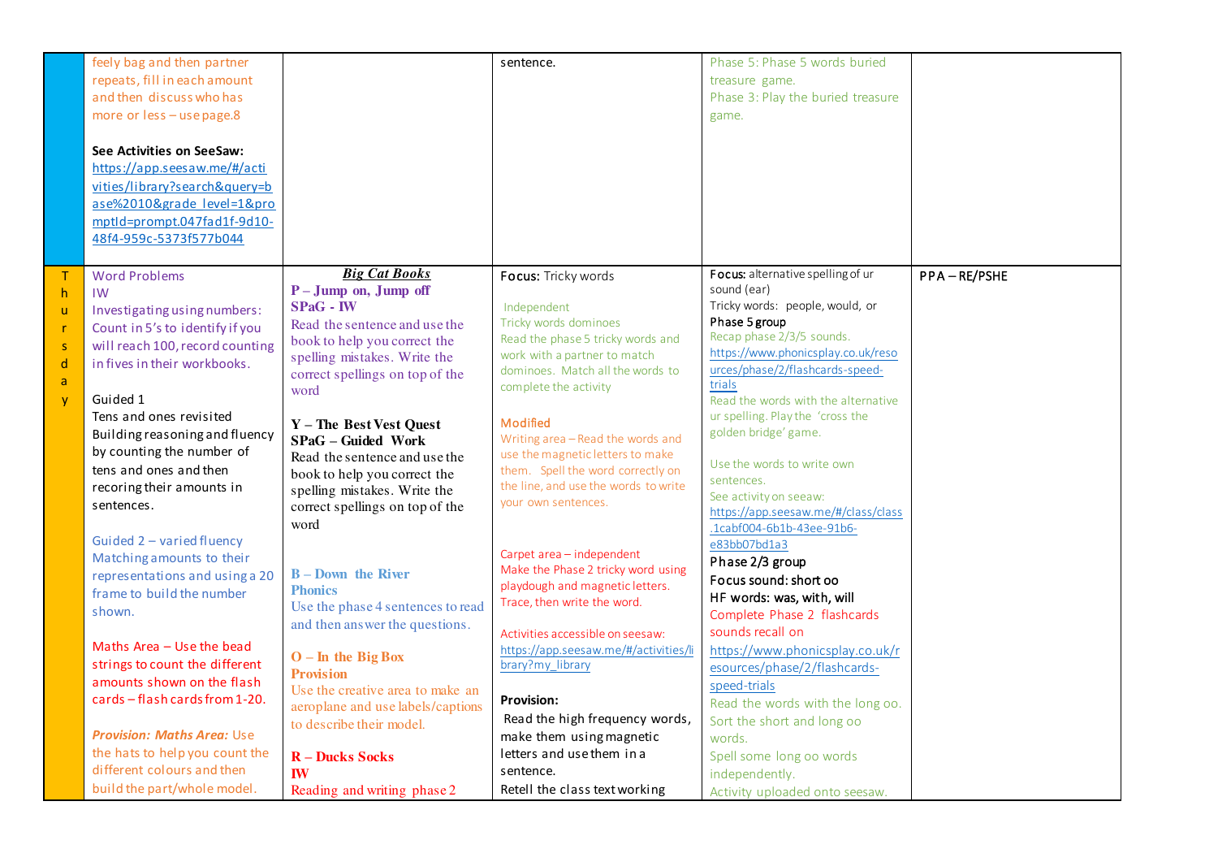| | | | | | |
|---|---|---|---|---|---|
| | feely bag and then partner repeats, fill in each amount and then discuss who has more or less – use page.8<br><br>**See Activities on SeeSaw:** [https://app.seesaw.me/#/activities/library?search&query=base%2010&grade_level=1&promptId=prompt.047fad1f-9d10-48f4-959c-5373f577b044](https://app.seesaw.me/#/activities/library?search&query=base%2010&grade_level=1&promptId=prompt.047fad1f-9d10-48f4-959c-5373f577b044) | | sentence. | Phase 5: Phase 5 words buried treasure game.<br>Phase 3: Play the buried treasure game. | |
| Thursday | Word Problems<br>IW<br>Investigating using numbers: Count in 5's to identify if you will reach 100, record counting in fives in their workbooks.<br><br>Guided 1<br>Tens and ones revisited<br>Building reasoning and fluency by counting the number of tens and ones and then recoring their amounts in sentences.<br><br>Guided 2 – varied fluency<br>Matching amounts to their representations and using a 20 frame to build the number shown.<br><br>Maths Area – Use the bead strings to count the different amounts shown on the flash cards – flash cards from 1-20.<br><br>***Provision: Maths Area:*** Use the hats to help you count the different colours and then build the part/whole model. | ***Big Cat Books***<br>**P – Jump on, Jump off**<br>**SPaG - IW**<br>Read the sentence and use the book to help you correct the spelling mistakes. Write the correct spellings on top of the word<br><br>**Y – The Best Vest Quest**<br>**SPaG – Guided Work**<br>Read the sentence and use the book to help you correct the spelling mistakes. Write the correct spellings on top of the word<br><br>**B – Down the River**<br>**Phonics**<br>Use the phase 4 sentences to read and then answer the questions.<br><br>**O – In the Big Box**<br>**Provision**<br>Use the creative area to make an aeroplane and use labels/captions to describe their model.<br><br>**R – Ducks Socks**<br>**IW**<br>Reading and writing phase 2 | **Focus:** Tricky words<br><br>Independent<br>Tricky words dominoes<br>Read the phase 5 tricky words and work with a partner to match dominoes. Match all the words to complete the activity<br><br>Modified<br>Writing area – Read the words and use the magnetic letters to make them. Spell the word correctly on the line, and use the words to write your own sentences.<br><br>Carpet area – independent<br>Make the Phase 2 tricky word using playdough and magnetic letters. Trace, then write the word.<br><br>Activities accessible on seesaw: [https://app.seesaw.me/#/activities/library?my_library](https://app.seesaw.me/#/activities/library?my_library)<br><br>**Provision:**<br>Read the high frequency words, make them using magnetic letters and use them in a sentence.<br>Retell the class text working | **Focus:** alternative spelling of ur sound (ear)<br>Tricky words: people, would, or<br>Phase 5 group<br>Recap phase 2/3/5 sounds.<br>[https://www.phonicsplay.co.uk/resources/phase/2/flashcards-speed-trials](https://www.phonicsplay.co.uk/resources/phase/2/flashcards-speed-trials)<br>Read the words with the alternative ur spelling. Play the 'cross the golden bridge' game.<br><br>Use the words to write own sentences.<br>See activity on seeaw:<br>[https://app.seesaw.me/#/class/class.1cabf004-6b1b-43ee-91b6-e83bb07bd1a3](https://app.seesaw.me/#/class/class.1cabf004-6b1b-43ee-91b6-e83bb07bd1a3)<br>Phase 2/3 group<br>Focus sound: short oo<br>HF words: was, with, will<br>Complete Phase 2 flashcards sounds recall on<br>[https://www.phonicsplay.co.uk/resources/phase/2/flashcards-speed-trials](https://www.phonicsplay.co.uk/resources/phase/2/flashcards-speed-trials)<br>Read the words with the long oo.<br>Sort the short and long oo words.<br>Spell some long oo words independently.<br>Activity uploaded onto seesaw. | PPA – RE/PSHE |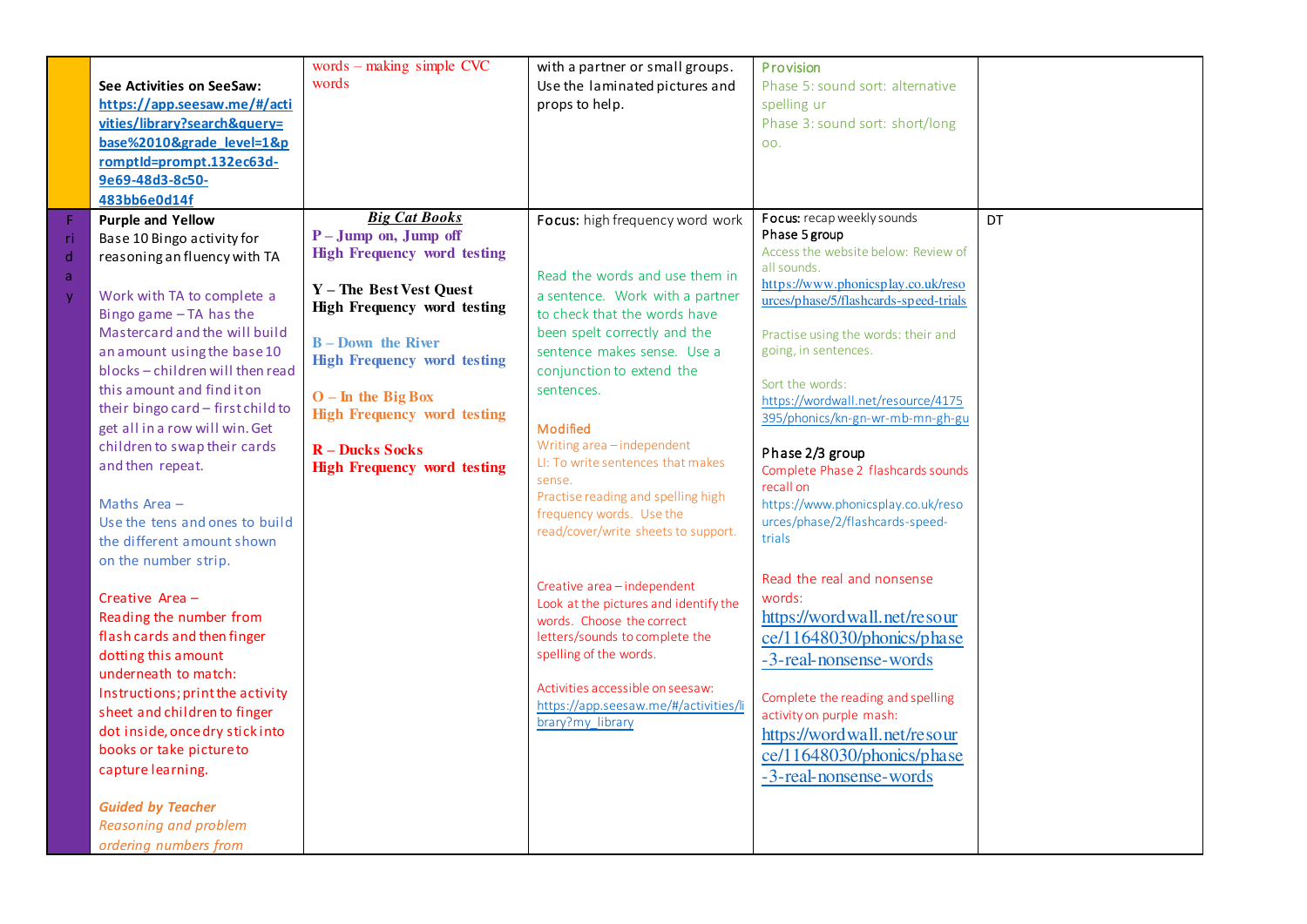|  |  |  |  |  |  |
|---|---|---|---|---|---|
|  | **See Activities on SeeSaw:** **https://app.seesaw.me/#/activities/library?search&query=base%2010&grade_level=1&promptId=prompt.132ec63d-9e69-48d3-8c50-483bb6e0d14f** | words – making simple CVC words | with a partner or small groups. Use the laminated pictures and props to help. | Provision<br>Phase 5: sound sort: alternative spelling ur<br>Phase 3: sound sort: short/long oo. |  |
| Friday | **Purple and Yellow**<br>Base 10 Bingo activity for reasoning an fluency with TA<br><br>Work with TA to complete a Bingo game – TA has the Mastercard and the will build an amount using the base 10 blocks – children will then read this amount and find it on their bingo card – first child to get all in a row will win. Get children to swap their cards and then repeat.<br><br>Maths Area –<br>Use the tens and ones to build the different amount shown on the number strip.<br><br>Creative Area –<br>Reading the number from flash cards and then finger dotting this amount underneath to match:<br>Instructions; print the activity sheet and children to finger dot inside, once dry stick into books or take picture to capture learning.<br><br>***Guided by Teacher***<br>*Reasoning and problem ordering numbers from* | ***Big Cat Books***<br>**P – Jump on, Jump off**<br>**High Frequency word testing**<br><br>**Y – The Best Vest Quest**<br>**High Frequency word testing**<br><br>**B – Down the River**<br>**High Frequency word testing**<br><br>**O – In the Big Box**<br>**High Frequency word testing**<br><br>**R – Ducks Socks**<br>**High Frequency word testing** | **Focus:** high frequency word work<br><br>Read the words and use them in a sentence. Work with a partner to check that the words have been spelt correctly and the sentence makes sense. Use a conjunction to extend the sentences.<br><br>Modified<br>Writing area – independent<br>LI: To write sentences that makes sense.<br>Practise reading and spelling high frequency words. Use the read/cover/write sheets to support.<br><br>Creative area – independent<br>Look at the pictures and identify the words. Choose the correct letters/sounds to complete the spelling of the words.<br><br>Activities accessible on seesaw:<br>https://app.seesaw.me/#/activities/library?my_library | **Focus:** recap weekly sounds<br>**Phase 5 group**<br>Access the website below: Review of all sounds.<br>https://www.phonicsplay.co.uk/resources/phase/5/flashcards-speed-trials<br><br>Practise using the words: their and going, in sentences.<br><br>Sort the words:<br>https://wordwall.net/resource/4175395/phonics/kn-gn-wr-mb-mn-gh-gu<br><br>**Phase 2/3 group**<br>Complete Phase 2 flashcards sounds recall on<br>https://www.phonicsplay.co.uk/resources/phase/2/flashcards-speed-trials<br><br>Read the real and nonsense words:<br>https://wordwall.net/resource/11648030/phonics/phase-3-real-nonsense-words<br><br>Complete the reading and spelling activity on purple mash:<br>https://wordwall.net/resource/11648030/phonics/phase-3-real-nonsense-words | DT |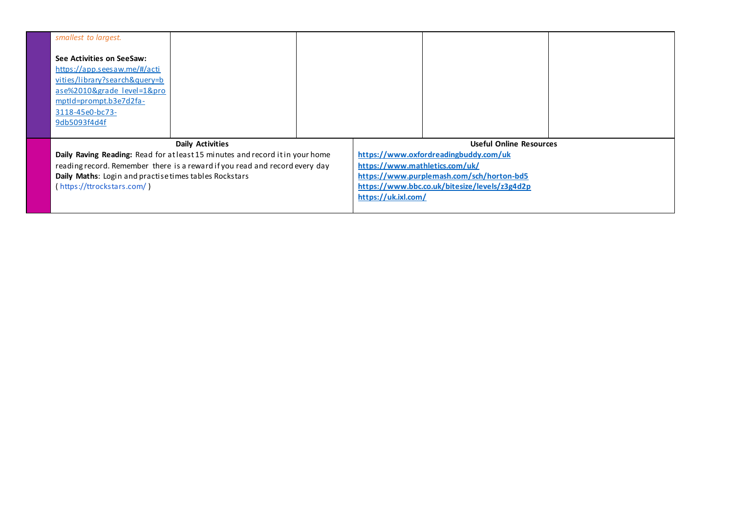| | | | | | |
|---|---|---|---|---|---|
| | *smallest to largest.*<br><br>**See Activities on SeeSaw:**<br>https://app.seesaw.me/#/activities/library?search&query=base%2010&grade_level=1&promptId=prompt.b3e7d2fa-3118-45e0-bc73-9db5093f4d4f | | | | |

| | Daily Activities | Useful Online Resources |
|---|---|---|
| | **Daily Raving Reading:** Read for at least 15 minutes and record it in your home reading record. Remember there is a reward if you read and record every day<br>**Daily Maths**: Login and practise times tables Rockstars<br>( https://ttrockstars.com/ ) | **https://www.oxfordreadingbuddy.com/uk**<br>**https://www.mathletics.com/uk/**<br>**https://www.purplemash.com/sch/horton-bd5**<br>**https://www.bbc.co.uk/bitesize/levels/z3g4d2p**<br>**https://uk.ixl.com/** |